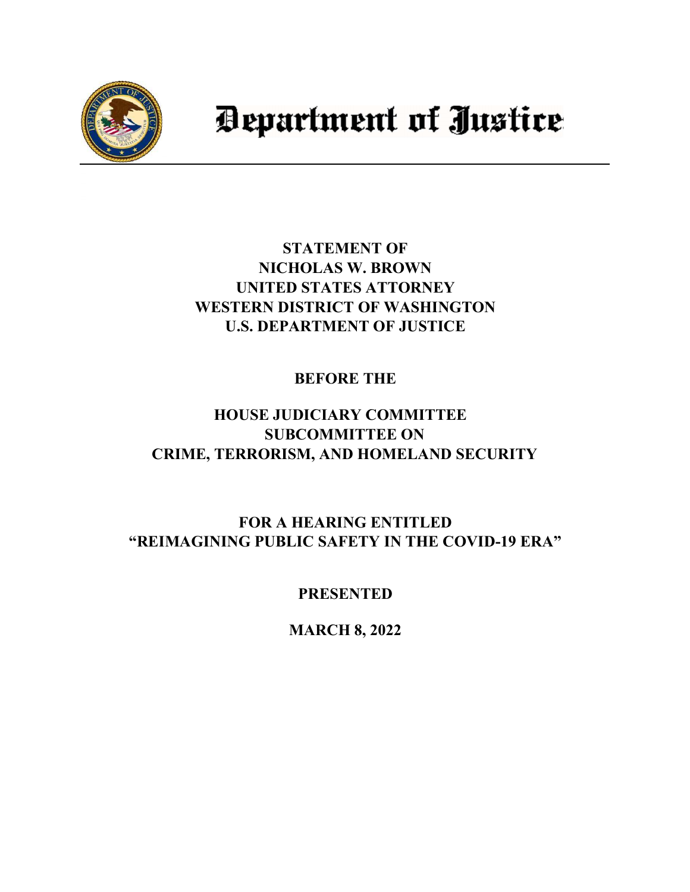# Department of Justice

**STATEMENT OF**
**NICHOLAS W. BROWN**
**UNITED STATES ATTORNEY**
**WESTERN DISTRICT OF WASHINGTON**
**U.S. DEPARTMENT OF JUSTICE**

**BEFORE THE**

**HOUSE JUDICIARY COMMITTEE**
**SUBCOMMITTEE ON**
**CRIME, TERRORISM, AND HOMELAND SECURITY**

**FOR A HEARING ENTITLED**
**"REIMAGINING PUBLIC SAFETY IN THE COVID-19 ERA"**

**PRESENTED**

**MARCH 8, 2022**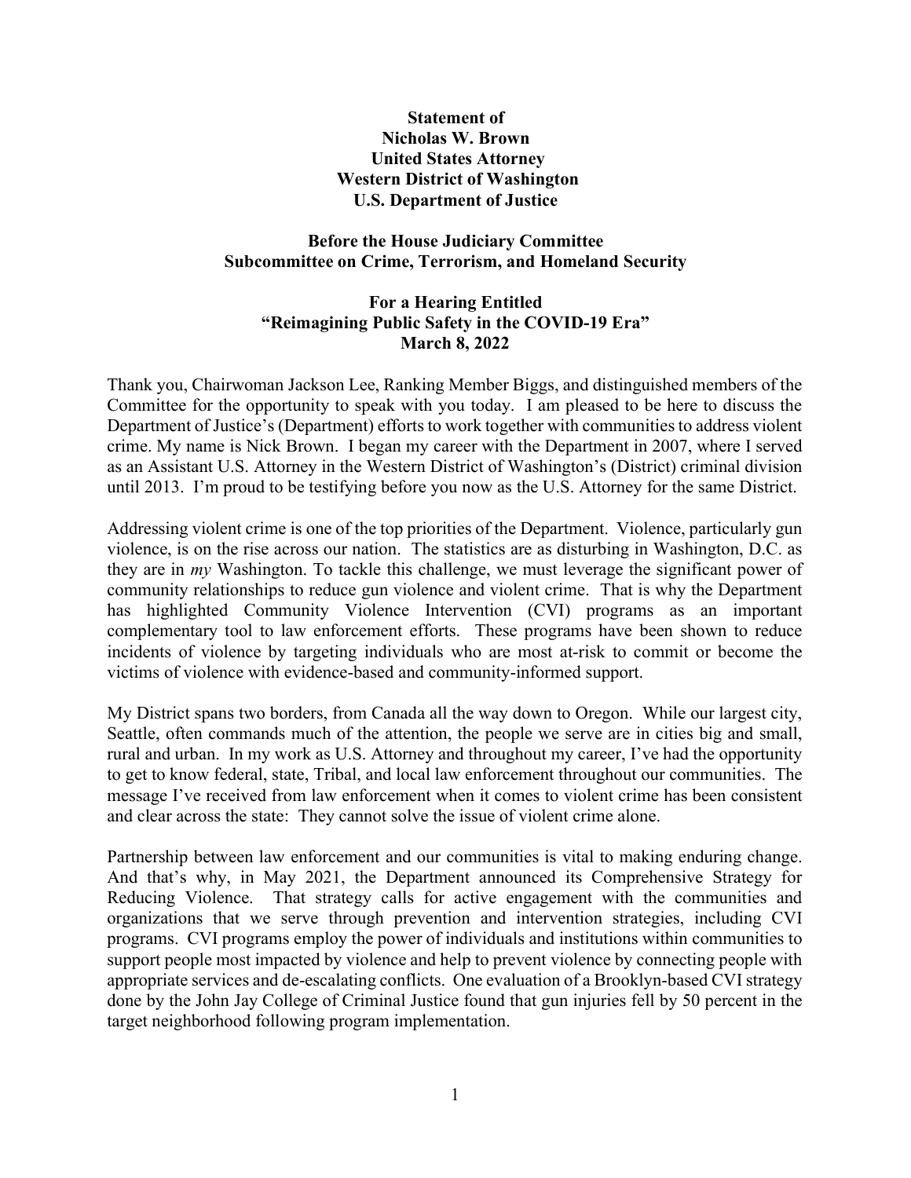**Statement of**
**Nicholas W. Brown**
**United States Attorney**
**Western District of Washington**
**U.S. Department of Justice**

**Before the House Judiciary Committee**
**Subcommittee on Crime, Terrorism, and Homeland Security**

**For a Hearing Entitled**
**"Reimagining Public Safety in the COVID-19 Era"**
**March 8, 2022**

Thank you, Chairwoman Jackson Lee, Ranking Member Biggs, and distinguished members of the Committee for the opportunity to speak with you today. I am pleased to be here to discuss the Department of Justice's (Department) efforts to work together with communities to address violent crime. My name is Nick Brown. I began my career with the Department in 2007, where I served as an Assistant U.S. Attorney in the Western District of Washington's (District) criminal division until 2013. I'm proud to be testifying before you now as the U.S. Attorney for the same District.

Addressing violent crime is one of the top priorities of the Department. Violence, particularly gun violence, is on the rise across our nation. The statistics are as disturbing in Washington, D.C. as they are in *my* Washington. To tackle this challenge, we must leverage the significant power of community relationships to reduce gun violence and violent crime. That is why the Department has highlighted Community Violence Intervention (CVI) programs as an important complementary tool to law enforcement efforts. These programs have been shown to reduce incidents of violence by targeting individuals who are most at-risk to commit or become the victims of violence with evidence-based and community-informed support.

My District spans two borders, from Canada all the way down to Oregon. While our largest city, Seattle, often commands much of the attention, the people we serve are in cities big and small, rural and urban. In my work as U.S. Attorney and throughout my career, I've had the opportunity to get to know federal, state, Tribal, and local law enforcement throughout our communities. The message I've received from law enforcement when it comes to violent crime has been consistent and clear across the state: They cannot solve the issue of violent crime alone.

Partnership between law enforcement and our communities is vital to making enduring change. And that's why, in May 2021, the Department announced its Comprehensive Strategy for Reducing Violence. That strategy calls for active engagement with the communities and organizations that we serve through prevention and intervention strategies, including CVI programs. CVI programs employ the power of individuals and institutions within communities to support people most impacted by violence and help to prevent violence by connecting people with appropriate services and de-escalating conflicts. One evaluation of a Brooklyn-based CVI strategy done by the John Jay College of Criminal Justice found that gun injuries fell by 50 percent in the target neighborhood following program implementation.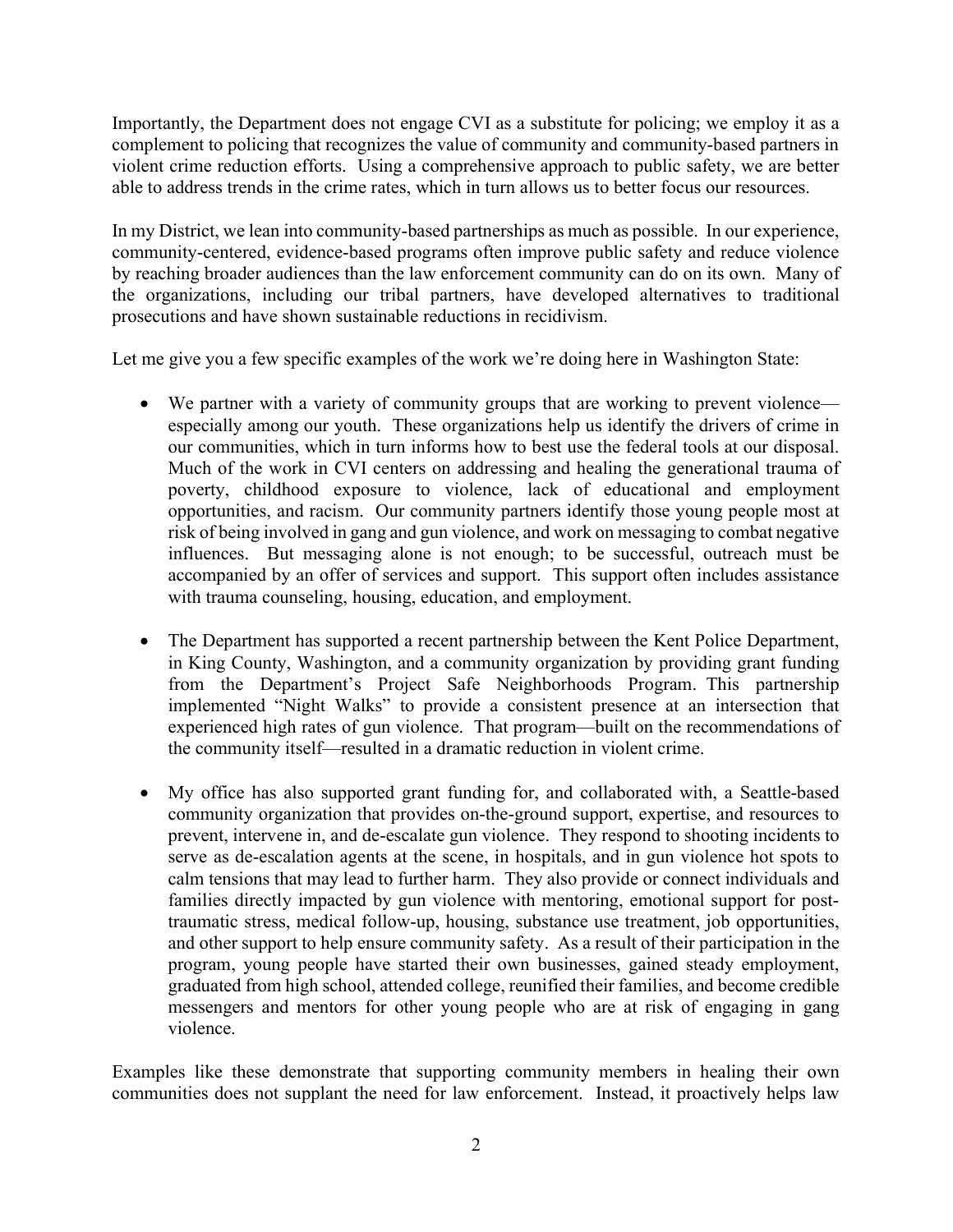Importantly, the Department does not engage CVI as a substitute for policing; we employ it as a complement to policing that recognizes the value of community and community-based partners in violent crime reduction efforts. Using a comprehensive approach to public safety, we are better able to address trends in the crime rates, which in turn allows us to better focus our resources.

In my District, we lean into community-based partnerships as much as possible. In our experience, community-centered, evidence-based programs often improve public safety and reduce violence by reaching broader audiences than the law enforcement community can do on its own. Many of the organizations, including our tribal partners, have developed alternatives to traditional prosecutions and have shown sustainable reductions in recidivism.

Let me give you a few specific examples of the work we're doing here in Washington State:

- We partner with a variety of community groups that are working to prevent violence—especially among our youth. These organizations help us identify the drivers of crime in our communities, which in turn informs how to best use the federal tools at our disposal. Much of the work in CVI centers on addressing and healing the generational trauma of poverty, childhood exposure to violence, lack of educational and employment opportunities, and racism. Our community partners identify those young people most at risk of being involved in gang and gun violence, and work on messaging to combat negative influences. But messaging alone is not enough; to be successful, outreach must be accompanied by an offer of services and support. This support often includes assistance with trauma counseling, housing, education, and employment.

- The Department has supported a recent partnership between the Kent Police Department, in King County, Washington, and a community organization by providing grant funding from the Department's Project Safe Neighborhoods Program. This partnership implemented "Night Walks" to provide a consistent presence at an intersection that experienced high rates of gun violence. That program—built on the recommendations of the community itself—resulted in a dramatic reduction in violent crime.

- My office has also supported grant funding for, and collaborated with, a Seattle-based community organization that provides on-the-ground support, expertise, and resources to prevent, intervene in, and de-escalate gun violence. They respond to shooting incidents to serve as de-escalation agents at the scene, in hospitals, and in gun violence hot spots to calm tensions that may lead to further harm. They also provide or connect individuals and families directly impacted by gun violence with mentoring, emotional support for post-traumatic stress, medical follow-up, housing, substance use treatment, job opportunities, and other support to help ensure community safety. As a result of their participation in the program, young people have started their own businesses, gained steady employment, graduated from high school, attended college, reunified their families, and become credible messengers and mentors for other young people who are at risk of engaging in gang violence.

Examples like these demonstrate that supporting community members in healing their own communities does not supplant the need for law enforcement. Instead, it proactively helps law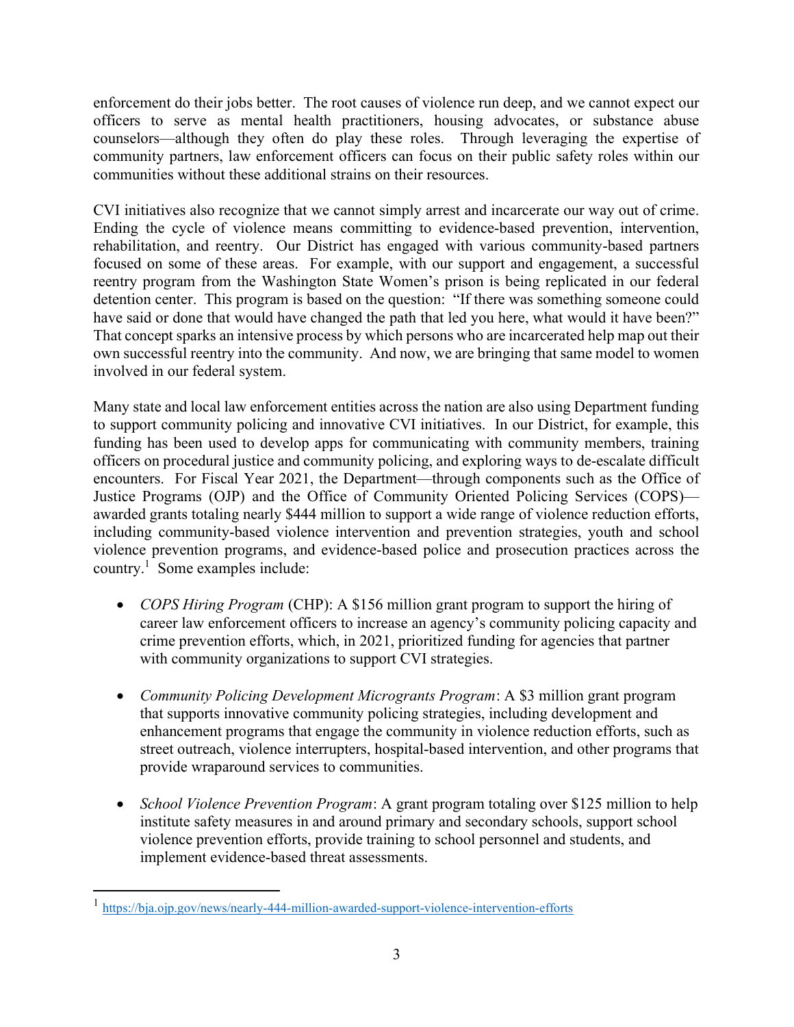enforcement do their jobs better. The root causes of violence run deep, and we cannot expect our officers to serve as mental health practitioners, housing advocates, or substance abuse counselors—although they often do play these roles. Through leveraging the expertise of community partners, law enforcement officers can focus on their public safety roles within our communities without these additional strains on their resources.

CVI initiatives also recognize that we cannot simply arrest and incarcerate our way out of crime. Ending the cycle of violence means committing to evidence-based prevention, intervention, rehabilitation, and reentry. Our District has engaged with various community-based partners focused on some of these areas. For example, with our support and engagement, a successful reentry program from the Washington State Women's prison is being replicated in our federal detention center. This program is based on the question: "If there was something someone could have said or done that would have changed the path that led you here, what would it have been?" That concept sparks an intensive process by which persons who are incarcerated help map out their own successful reentry into the community. And now, we are bringing that same model to women involved in our federal system.

Many state and local law enforcement entities across the nation are also using Department funding to support community policing and innovative CVI initiatives. In our District, for example, this funding has been used to develop apps for communicating with community members, training officers on procedural justice and community policing, and exploring ways to de-escalate difficult encounters. For Fiscal Year 2021, the Department—through components such as the Office of Justice Programs (OJP) and the Office of Community Oriented Policing Services (COPS)—awarded grants totaling nearly $444 million to support a wide range of violence reduction efforts, including community-based violence intervention and prevention strategies, youth and school violence prevention programs, and evidence-based police and prosecution practices across the country.[1] Some examples include:

- *COPS Hiring Program* (CHP): A $156 million grant program to support the hiring of career law enforcement officers to increase an agency's community policing capacity and crime prevention efforts, which, in 2021, prioritized funding for agencies that partner with community organizations to support CVI strategies.

- *Community Policing Development Microgrants Program*: A $3 million grant program that supports innovative community policing strategies, including development and enhancement programs that engage the community in violence reduction efforts, such as street outreach, violence interrupters, hospital-based intervention, and other programs that provide wraparound services to communities.

- *School Violence Prevention Program*: A grant program totaling over $125 million to help institute safety measures in and around primary and secondary schools, support school violence prevention efforts, provide training to school personnel and students, and implement evidence-based threat assessments.

---

[1] https://bja.ojp.gov/news/nearly-444-million-awarded-support-violence-intervention-efforts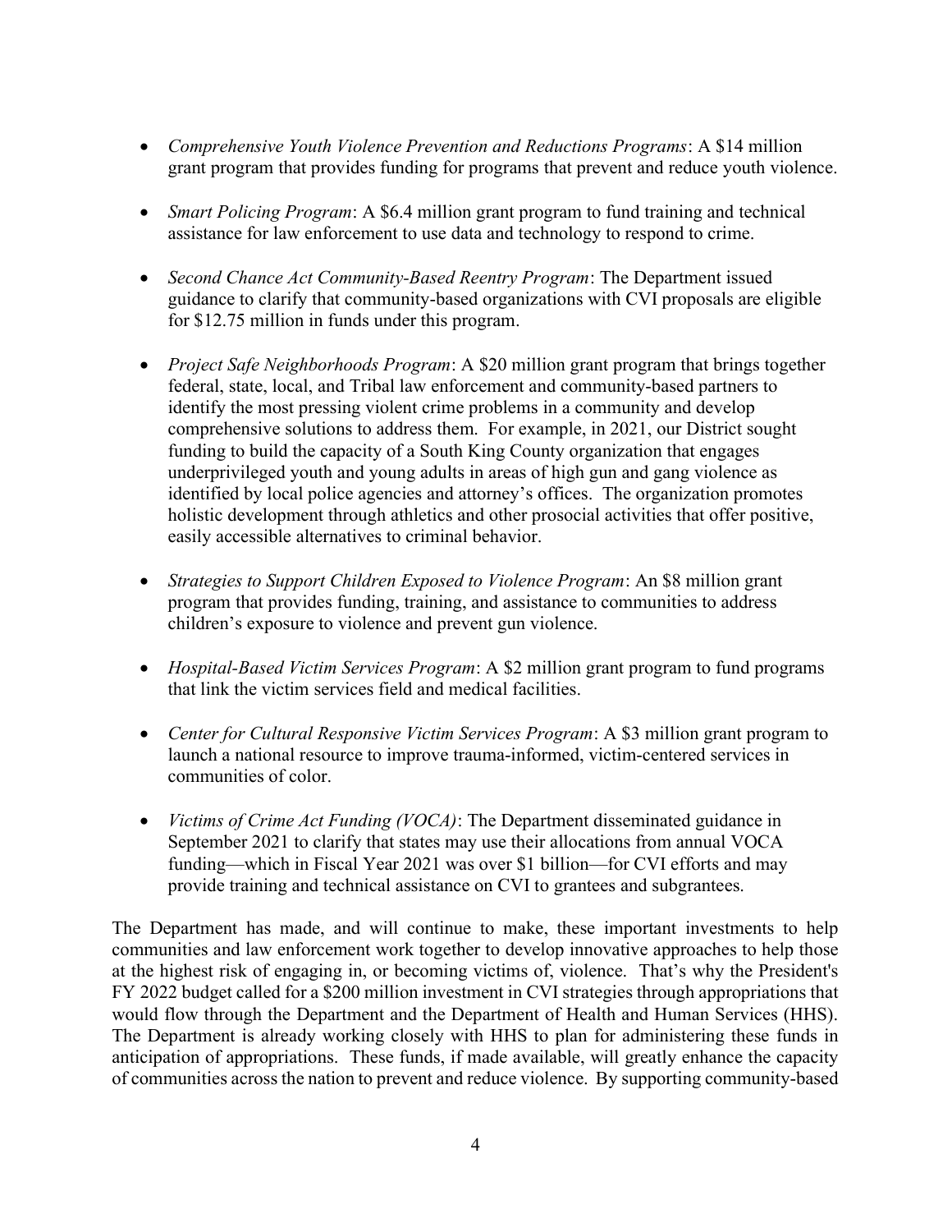- *Comprehensive Youth Violence Prevention and Reductions Programs*: A $14 million grant program that provides funding for programs that prevent and reduce youth violence.

- *Smart Policing Program*: A $6.4 million grant program to fund training and technical assistance for law enforcement to use data and technology to respond to crime.

- *Second Chance Act Community-Based Reentry Program*: The Department issued guidance to clarify that community-based organizations with CVI proposals are eligible for $12.75 million in funds under this program.

- *Project Safe Neighborhoods Program*: A $20 million grant program that brings together federal, state, local, and Tribal law enforcement and community-based partners to identify the most pressing violent crime problems in a community and develop comprehensive solutions to address them. For example, in 2021, our District sought funding to build the capacity of a South King County organization that engages underprivileged youth and young adults in areas of high gun and gang violence as identified by local police agencies and attorney's offices. The organization promotes holistic development through athletics and other prosocial activities that offer positive, easily accessible alternatives to criminal behavior.

- *Strategies to Support Children Exposed to Violence Program*: An $8 million grant program that provides funding, training, and assistance to communities to address children's exposure to violence and prevent gun violence.

- *Hospital-Based Victim Services Program*: A $2 million grant program to fund programs that link the victim services field and medical facilities.

- *Center for Cultural Responsive Victim Services Program*: A $3 million grant program to launch a national resource to improve trauma-informed, victim-centered services in communities of color.

- *Victims of Crime Act Funding (VOCA)*: The Department disseminated guidance in September 2021 to clarify that states may use their allocations from annual VOCA funding—which in Fiscal Year 2021 was over $1 billion—for CVI efforts and may provide training and technical assistance on CVI to grantees and subgrantees.

The Department has made, and will continue to make, these important investments to help communities and law enforcement work together to develop innovative approaches to help those at the highest risk of engaging in, or becoming victims of, violence. That's why the President's FY 2022 budget called for a $200 million investment in CVI strategies through appropriations that would flow through the Department and the Department of Health and Human Services (HHS). The Department is already working closely with HHS to plan for administering these funds in anticipation of appropriations. These funds, if made available, will greatly enhance the capacity of communities across the nation to prevent and reduce violence. By supporting community-based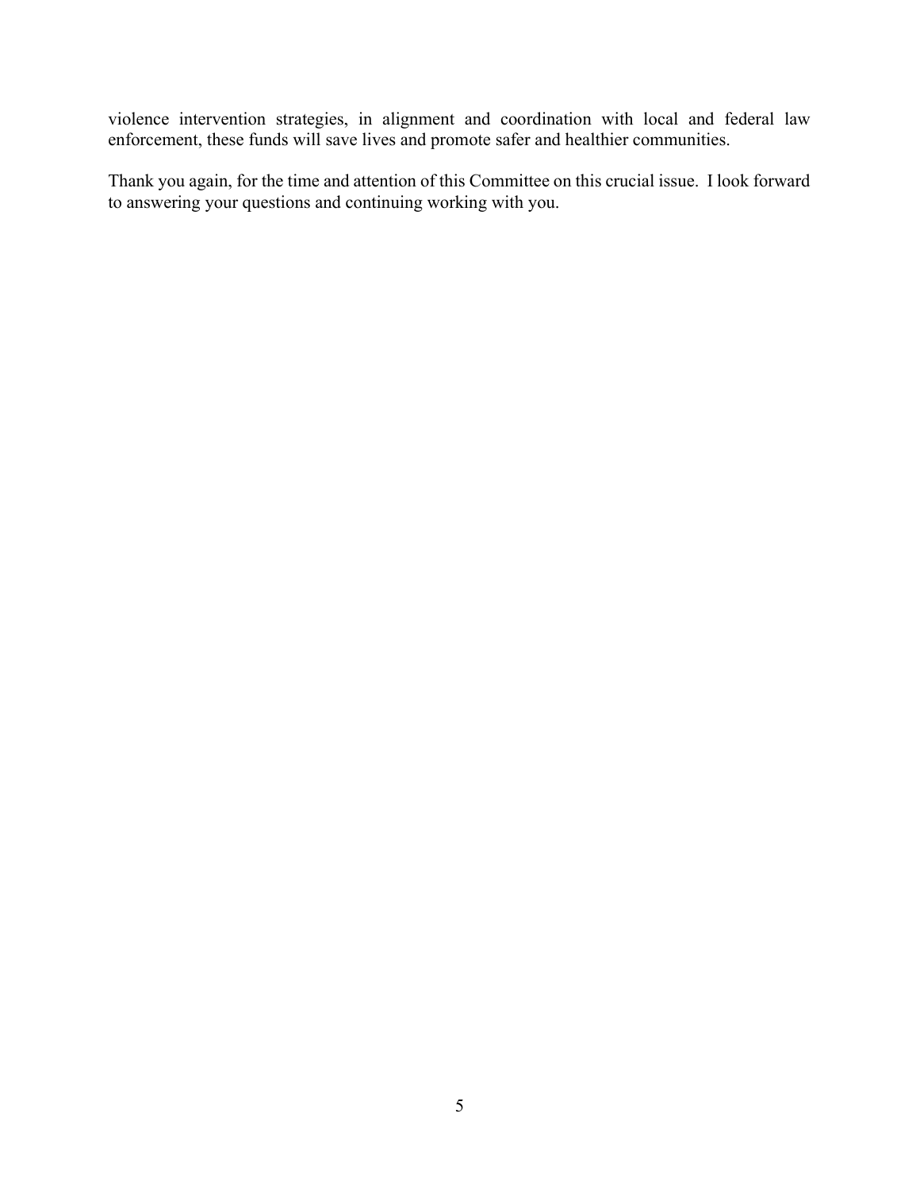violence intervention strategies, in alignment and coordination with local and federal law enforcement, these funds will save lives and promote safer and healthier communities.

Thank you again, for the time and attention of this Committee on this crucial issue. I look forward to answering your questions and continuing working with you.